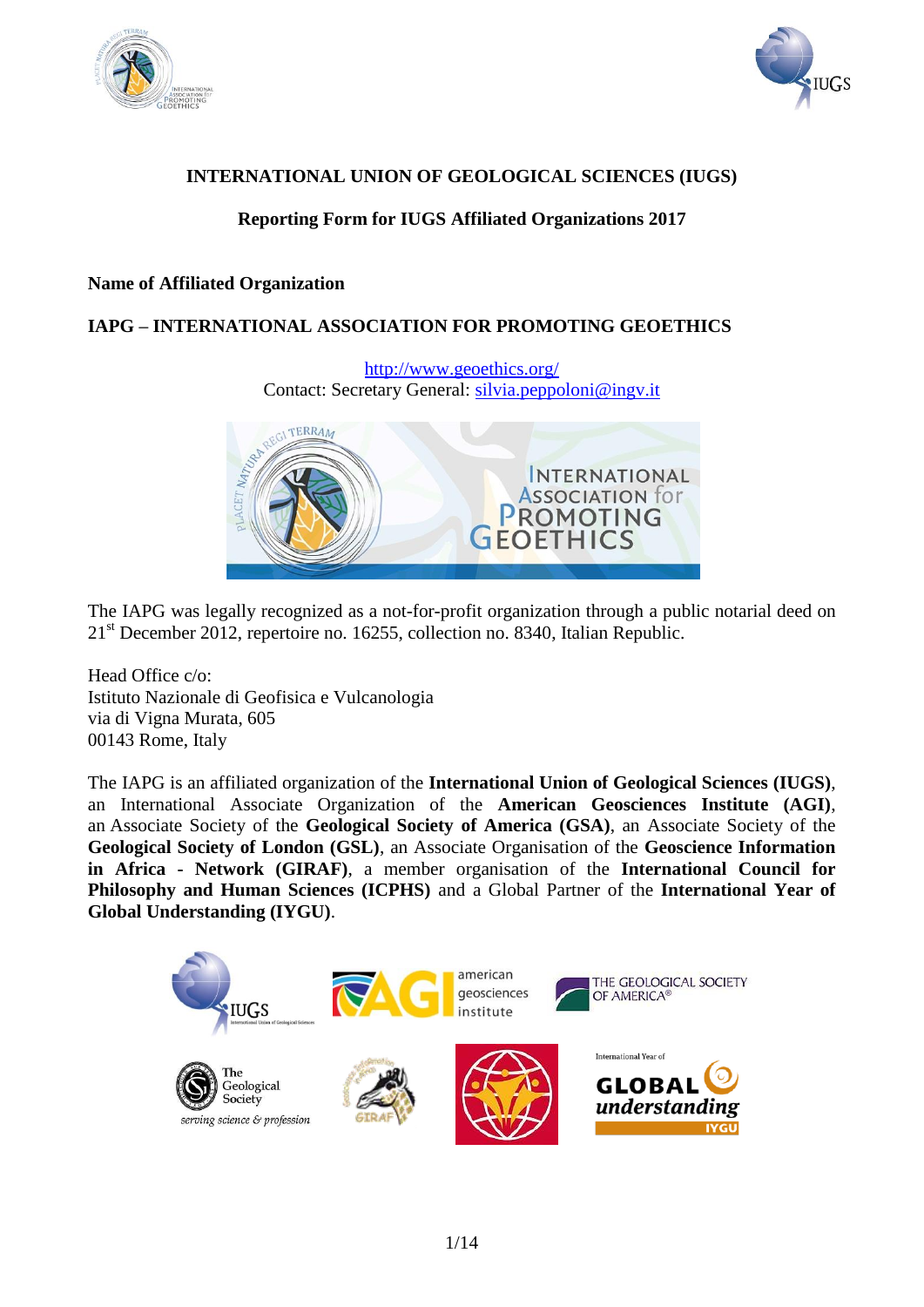**INTERNATIONAL UNION OF GEOLOGICAL SCIENCES (IUGS)**

**Reporting Form for IUGS Affiliated Organizations 2017**

**Name of Affiliated Organization**

**IAPG – INTERNATIONAL ASSOCIATION FOR PROMOTING GEOETHICS**

http://www.geoethics.org/
Contact: Secretary General: silvia.peppoloni@ingv.it

The IAPG was legally recognized as a not-for-profit organization through a public notarial deed on 21st December 2012, repertoire no. 16255, collection no. 8340, Italian Republic.

Head Office c/o:
Istituto Nazionale di Geofisica e Vulcanologia
via di Vigna Murata, 605
00143 Rome, Italy

The IAPG is an affiliated organization of the **International Union of Geological Sciences (IUGS)**, an International Associate Organization of the **American Geosciences Institute (AGI)**, an Associate Society of the **Geological Society of America (GSA)**, an Associate Society of the **Geological Society of London (GSL)**, an Associate Organisation of the **Geoscience Information in Africa - Network (GIRAF)**, a member organisation of the **International Council for Philosophy and Human Sciences (ICPHS)** and a Global Partner of the **International Year of Global Understanding (IYGU)**.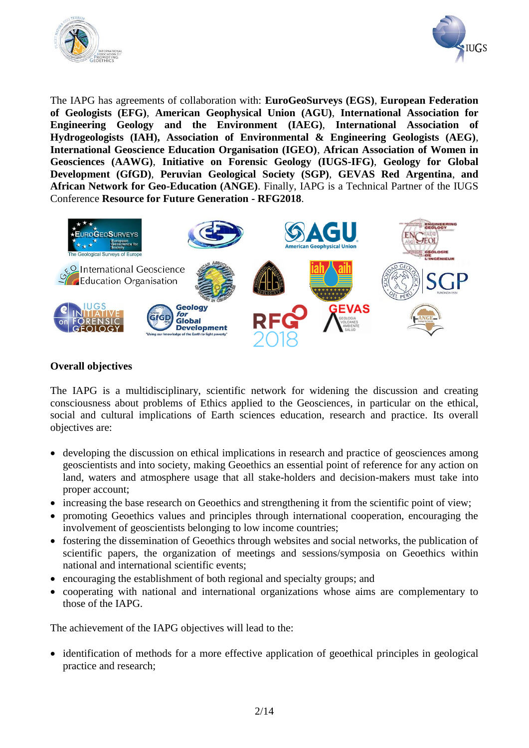The IAPG has agreements of collaboration with: **EuroGeoSurveys (EGS)**, **European Federation of Geologists (EFG)**, **American Geophysical Union (AGU)**, **International Association for Engineering Geology and the Environment (IAEG)**, **International Association of Hydrogeologists (IAH), Association of Environmental & Engineering Geologists (AEG)**, **International Geoscience Education Organisation (IGEO)**, **African Association of Women in Geosciences (AAWG)**, **Initiative on Forensic Geology (IUGS-IFG)**, **Geology for Global Development (GfGD)**, **Peruvian Geological Society (SGP)**, **GEVAS Red Argentina**, and **African Network for Geo-Education (ANGE)**. Finally, IAPG is a Technical Partner of the IUGS Conference **Resource for Future Generation - RFG2018**.

**Overall objectives**

The IAPG is a multidisciplinary, scientific network for widening the discussion and creating consciousness about problems of Ethics applied to the Geosciences, in particular on the ethical, social and cultural implications of Earth sciences education, research and practice. Its overall objectives are:

- developing the discussion on ethical implications in research and practice of geosciences among geoscientists and into society, making Geoethics an essential point of reference for any action on land, waters and atmosphere usage that all stake-holders and decision-makers must take into proper account;
- increasing the base research on Geoethics and strengthening it from the scientific point of view;
- promoting Geoethics values and principles through international cooperation, encouraging the involvement of geoscientists belonging to low income countries;
- fostering the dissemination of Geoethics through websites and social networks, the publication of scientific papers, the organization of meetings and sessions/symposia on Geoethics within national and international scientific events;
- encouraging the establishment of both regional and specialty groups; and
- cooperating with national and international organizations whose aims are complementary to those of the IAPG.

The achievement of the IAPG objectives will lead to the:

- identification of methods for a more effective application of geoethical principles in geological practice and research;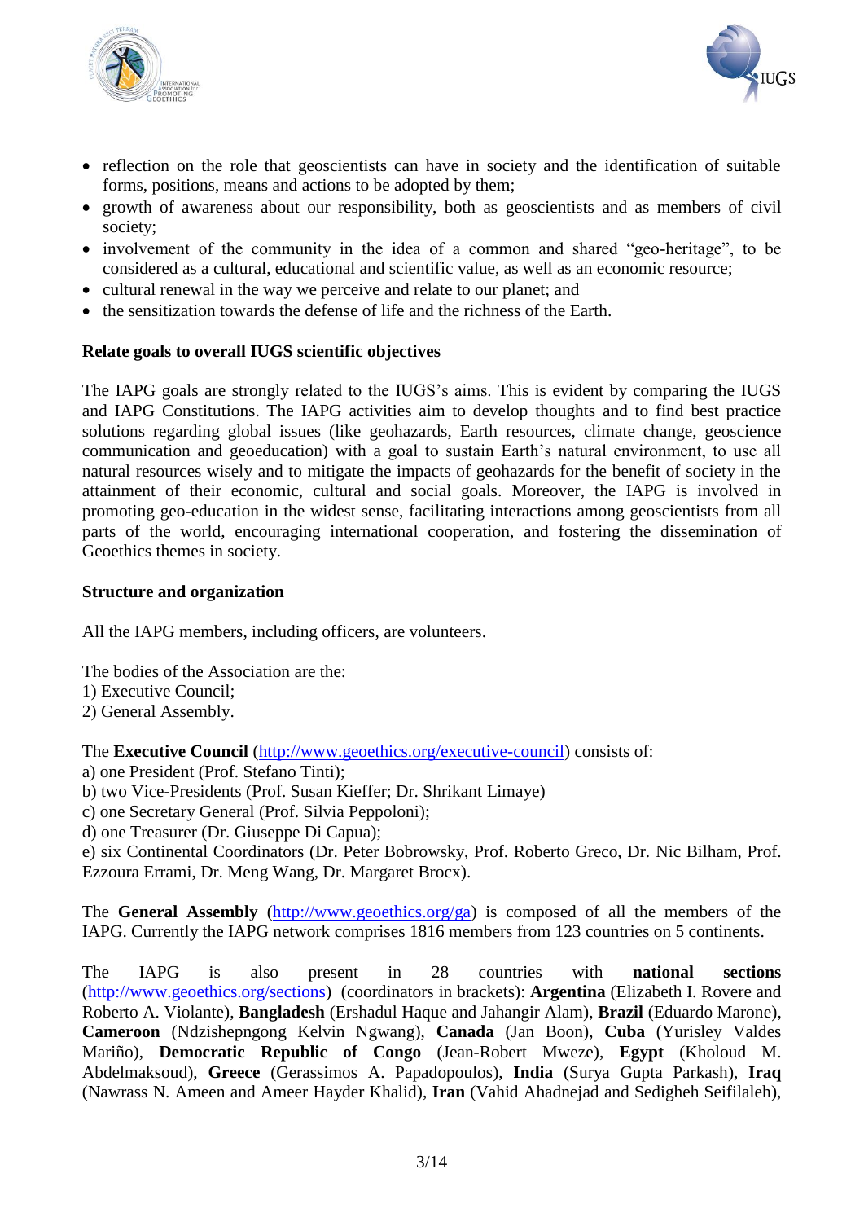- reflection on the role that geoscientists can have in society and the identification of suitable forms, positions, means and actions to be adopted by them;
- growth of awareness about our responsibility, both as geoscientists and as members of civil society;
- involvement of the community in the idea of a common and shared "geo-heritage", to be considered as a cultural, educational and scientific value, as well as an economic resource;
- cultural renewal in the way we perceive and relate to our planet; and
- the sensitization towards the defense of life and the richness of the Earth.

**Relate goals to overall IUGS scientific objectives**

The IAPG goals are strongly related to the IUGS's aims. This is evident by comparing the IUGS and IAPG Constitutions. The IAPG activities aim to develop thoughts and to find best practice solutions regarding global issues (like geohazards, Earth resources, climate change, geoscience communication and geoeducation) with a goal to sustain Earth's natural environment, to use all natural resources wisely and to mitigate the impacts of geohazards for the benefit of society in the attainment of their economic, cultural and social goals. Moreover, the IAPG is involved in promoting geo-education in the widest sense, facilitating interactions among geoscientists from all parts of the world, encouraging international cooperation, and fostering the dissemination of Geoethics themes in society.

**Structure and organization**

All the IAPG members, including officers, are volunteers.

The bodies of the Association are the:
1) Executive Council;
2) General Assembly.

The **Executive Council** (http://www.geoethics.org/executive-council) consists of:
a) one President (Prof. Stefano Tinti);
b) two Vice-Presidents (Prof. Susan Kieffer; Dr. Shrikant Limaye)
c) one Secretary General (Prof. Silvia Peppoloni);
d) one Treasurer (Dr. Giuseppe Di Capua);
e) six Continental Coordinators (Dr. Peter Bobrowsky, Prof. Roberto Greco, Dr. Nic Bilham, Prof. Ezzoura Errami, Dr. Meng Wang, Dr. Margaret Brocx).

The **General Assembly** (http://www.geoethics.org/ga) is composed of all the members of the IAPG. Currently the IAPG network comprises 1816 members from 123 countries on 5 continents.

The IAPG is also present in 28 countries with **national sections** (http://www.geoethics.org/sections) (coordinators in brackets): **Argentina** (Elizabeth I. Rovere and Roberto A. Violante), **Bangladesh** (Ershadul Haque and Jahangir Alam), **Brazil** (Eduardo Marone), **Cameroon** (Ndzishepngong Kelvin Ngwang), **Canada** (Jan Boon), **Cuba** (Yurisley Valdes Mariño), **Democratic Republic of Congo** (Jean-Robert Mweze), **Egypt** (Kholoud M. Abdelmaksoud), **Greece** (Gerassimos A. Papadopoulos), **India** (Surya Gupta Parkash), **Iraq** (Nawrass N. Ameen and Ameer Hayder Khalid), **Iran** (Vahid Ahadnejad and Sedigheh Seifilaleh),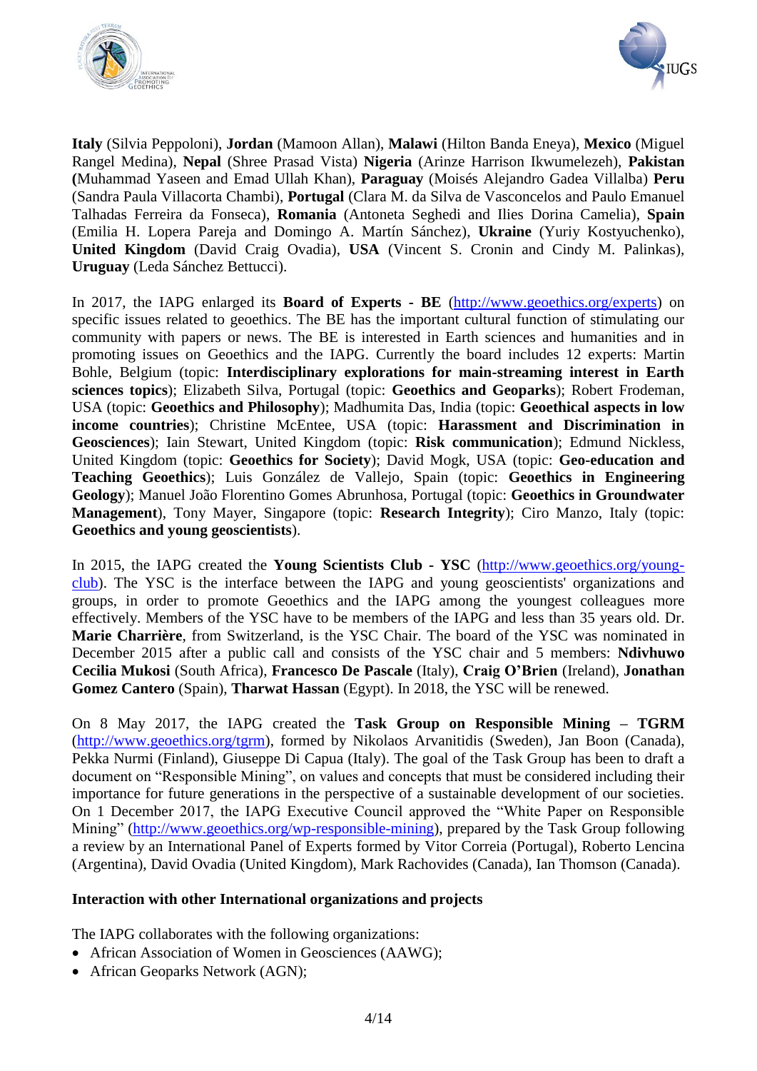**Italy** (Silvia Peppoloni), **Jordan** (Mamoon Allan), **Malawi** (Hilton Banda Eneya), **Mexico** (Miguel Rangel Medina), **Nepal** (Shree Prasad Vista) **Nigeria** (Arinze Harrison Ikwumelezeh), **Pakistan (**Muhammad Yaseen and Emad Ullah Khan), **Paraguay** (Moisés Alejandro Gadea Villalba) **Peru** (Sandra Paula Villacorta Chambi), **Portugal** (Clara M. da Silva de Vasconcelos and Paulo Emanuel Talhadas Ferreira da Fonseca), **Romania** (Antoneta Seghedi and Ilies Dorina Camelia), **Spain** (Emilia H. Lopera Pareja and Domingo A. Martín Sánchez), **Ukraine** (Yuriy Kostyuchenko), **United Kingdom** (David Craig Ovadia), **USA** (Vincent S. Cronin and Cindy M. Palinkas), **Uruguay** (Leda Sánchez Bettucci).

In 2017, the IAPG enlarged its **Board of Experts - BE** (http://www.geoethics.org/experts) on specific issues related to geoethics. The BE has the important cultural function of stimulating our community with papers or news. The BE is interested in Earth sciences and humanities and in promoting issues on Geoethics and the IAPG. Currently the board includes 12 experts: Martin Bohle, Belgium (topic: **Interdisciplinary explorations for main-streaming interest in Earth sciences topics**); Elizabeth Silva, Portugal (topic: **Geoethics and Geoparks**); Robert Frodeman, USA (topic: **Geoethics and Philosophy**); Madhumita Das, India (topic: **Geoethical aspects in low income countries**); Christine McEntee, USA (topic: **Harassment and Discrimination in Geosciences**); Iain Stewart, United Kingdom (topic: **Risk communication**); Edmund Nickless, United Kingdom (topic: **Geoethics for Society**); David Mogk, USA (topic: **Geo-education and Teaching Geoethics**); Luis González de Vallejo, Spain (topic: **Geoethics in Engineering Geology**); Manuel João Florentino Gomes Abrunhosa, Portugal (topic: **Geoethics in Groundwater Management**), Tony Mayer, Singapore (topic: **Research Integrity**); Ciro Manzo, Italy (topic: **Geoethics and young geoscientists**).

In 2015, the IAPG created the **Young Scientists Club - YSC** (http://www.geoethics.org/young-club). The YSC is the interface between the IAPG and young geoscientists' organizations and groups, in order to promote Geoethics and the IAPG among the youngest colleagues more effectively. Members of the YSC have to be members of the IAPG and less than 35 years old. Dr. **Marie Charrière**, from Switzerland, is the YSC Chair. The board of the YSC was nominated in December 2015 after a public call and consists of the YSC chair and 5 members: **Ndivhuwo Cecilia Mukosi** (South Africa), **Francesco De Pascale** (Italy), **Craig O'Brien** (Ireland), **Jonathan Gomez Cantero** (Spain), **Tharwat Hassan** (Egypt). In 2018, the YSC will be renewed.

On 8 May 2017, the IAPG created the **Task Group on Responsible Mining – TGRM** (http://www.geoethics.org/tgrm), formed by Nikolaos Arvanitidis (Sweden), Jan Boon (Canada), Pekka Nurmi (Finland), Giuseppe Di Capua (Italy). The goal of the Task Group has been to draft a document on "Responsible Mining", on values and concepts that must be considered including their importance for future generations in the perspective of a sustainable development of our societies. On 1 December 2017, the IAPG Executive Council approved the "White Paper on Responsible Mining" (http://www.geoethics.org/wp-responsible-mining), prepared by the Task Group following a review by an International Panel of Experts formed by Vitor Correia (Portugal), Roberto Lencina (Argentina), David Ovadia (United Kingdom), Mark Rachovides (Canada), Ian Thomson (Canada).

**Interaction with other International organizations and projects**

The IAPG collaborates with the following organizations:

- African Association of Women in Geosciences (AAWG);
- African Geoparks Network (AGN);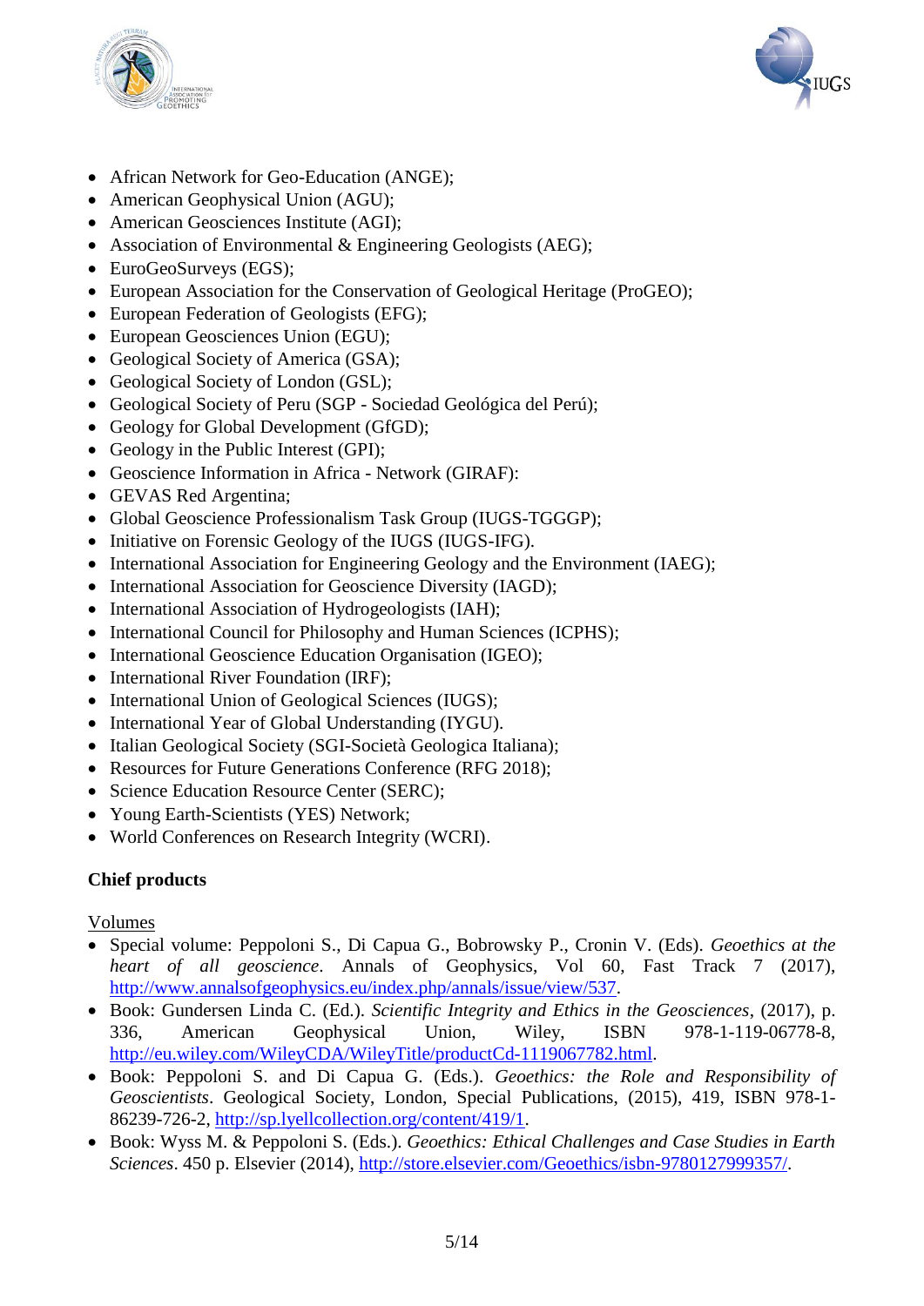- African Network for Geo-Education (ANGE);
- American Geophysical Union (AGU);
- American Geosciences Institute (AGI);
- Association of Environmental & Engineering Geologists (AEG);
- EuroGeoSurveys (EGS);
- European Association for the Conservation of Geological Heritage (ProGEO);
- European Federation of Geologists (EFG);
- European Geosciences Union (EGU);
- Geological Society of America (GSA);
- Geological Society of London (GSL);
- Geological Society of Peru (SGP - Sociedad Geológica del Perú);
- Geology for Global Development (GfGD);
- Geology in the Public Interest (GPI);
- Geoscience Information in Africa - Network (GIRAF):
- GEVAS Red Argentina;
- Global Geoscience Professionalism Task Group (IUGS-TGGGP);
- Initiative on Forensic Geology of the IUGS (IUGS-IFG).
- International Association for Engineering Geology and the Environment (IAEG);
- International Association for Geoscience Diversity (IAGD);
- International Association of Hydrogeologists (IAH);
- International Council for Philosophy and Human Sciences (ICPHS);
- International Geoscience Education Organisation (IGEO);
- International River Foundation (IRF);
- International Union of Geological Sciences (IUGS);
- International Year of Global Understanding (IYGU).
- Italian Geological Society (SGI-Società Geologica Italiana);
- Resources for Future Generations Conference (RFG 2018);
- Science Education Resource Center (SERC);
- Young Earth-Scientists (YES) Network;
- World Conferences on Research Integrity (WCRI).

**Chief products**

Volumes

- Special volume: Peppoloni S., Di Capua G., Bobrowsky P., Cronin V. (Eds). *Geoethics at the heart of all geoscience*. Annals of Geophysics, Vol 60, Fast Track 7 (2017), http://www.annalsofgeophysics.eu/index.php/annals/issue/view/537.
- Book: Gundersen Linda C. (Ed.). *Scientific Integrity and Ethics in the Geosciences*, (2017), p. 336, American Geophysical Union, Wiley, ISBN 978-1-119-06778-8, http://eu.wiley.com/WileyCDA/WileyTitle/productCd-1119067782.html.
- Book: Peppoloni S. and Di Capua G. (Eds.). *Geoethics: the Role and Responsibility of Geoscientists*. Geological Society, London, Special Publications, (2015), 419, ISBN 978-1-86239-726-2, http://sp.lyellcollection.org/content/419/1.
- Book: Wyss M. & Peppoloni S. (Eds.). *Geoethics: Ethical Challenges and Case Studies in Earth Sciences*. 450 p. Elsevier (2014), http://store.elsevier.com/Geoethics/isbn-9780127999357/.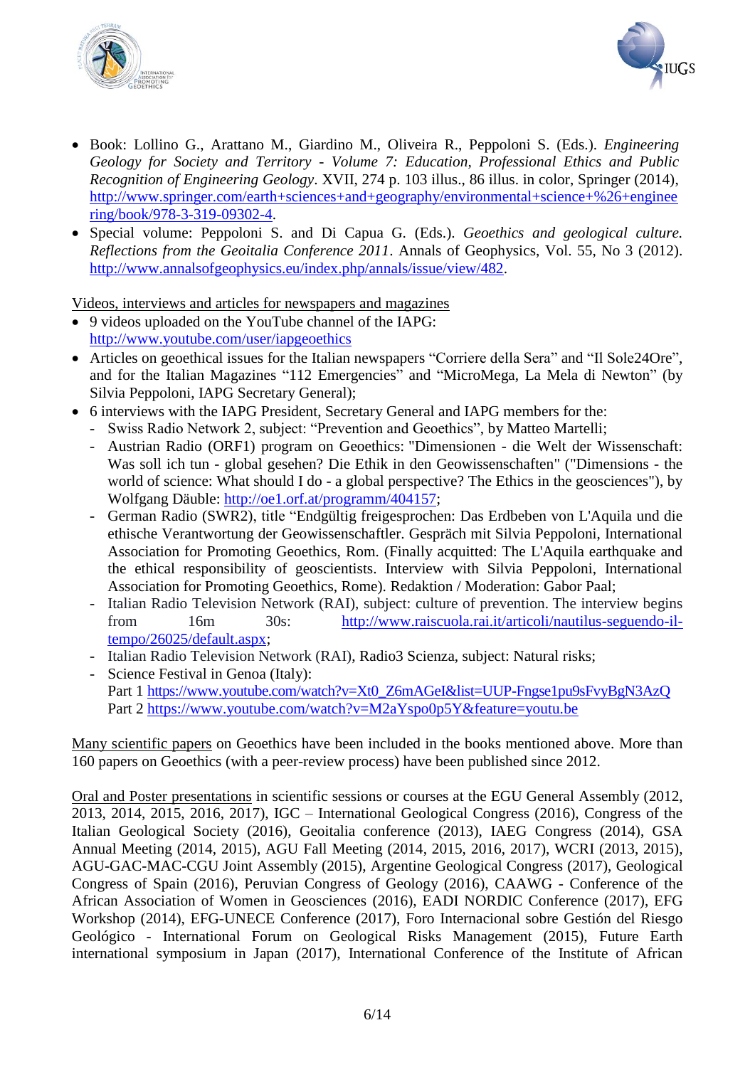- Book: Lollino G., Arattano M., Giardino M., Oliveira R., Peppoloni S. (Eds.). *Engineering Geology for Society and Territory - Volume 7: Education, Professional Ethics and Public Recognition of Engineering Geology*. XVII, 274 p. 103 illus., 86 illus. in color, Springer (2014), http://www.springer.com/earth+sciences+and+geography/environmental+science+%26+engineering/book/978-3-319-09302-4.
- Special volume: Peppoloni S. and Di Capua G. (Eds.). *Geoethics and geological culture. Reflections from the Geoitalia Conference 2011*. Annals of Geophysics, Vol. 55, No 3 (2012). http://www.annalsofgeophysics.eu/index.php/annals/issue/view/482.

Videos, interviews and articles for newspapers and magazines

- 9 videos uploaded on the YouTube channel of the IAPG: http://www.youtube.com/user/iapgeoethics
- Articles on geoethical issues for the Italian newspapers "Corriere della Sera" and "Il Sole24Ore", and for the Italian Magazines "112 Emergencies" and "MicroMega, La Mela di Newton" (by Silvia Peppoloni, IAPG Secretary General);
- 6 interviews with the IAPG President, Secretary General and IAPG members for the:
  - Swiss Radio Network 2, subject: "Prevention and Geoethics", by Matteo Martelli;
  - Austrian Radio (ORF1) program on Geoethics: "Dimensionen - die Welt der Wissenschaft: Was soll ich tun - global gesehen? Die Ethik in den Geowissenschaften" ("Dimensions - the world of science: What should I do - a global perspective? The Ethics in the geosciences"), by Wolfgang Däuble: http://oe1.orf.at/programm/404157;
  - German Radio (SWR2), title "Endgültig freigesprochen: Das Erdbeben von L'Aquila und die ethische Verantwortung der Geowissenschaftler. Gespräch mit Silvia Peppoloni, International Association for Promoting Geoethics, Rom. (Finally acquitted: The L'Aquila earthquake and the ethical responsibility of geoscientists. Interview with Silvia Peppoloni, International Association for Promoting Geoethics, Rome). Redaktion / Moderation: Gabor Paal;
  - Italian Radio Television Network (RAI), subject: culture of prevention. The interview begins from 16m 30s: http://www.raiscuola.rai.it/articoli/nautilus-seguendo-il-tempo/26025/default.aspx;
  - Italian Radio Television Network (RAI), Radio3 Scienza, subject: Natural risks;
  - Science Festival in Genoa (Italy):
    Part 1 https://www.youtube.com/watch?v=Xt0_Z6mAGeI&list=UUP-Fngse1pu9sFvyBgN3AzQ
    Part 2 https://www.youtube.com/watch?v=M2aYspo0p5Y&feature=youtu.be

Many scientific papers on Geoethics have been included in the books mentioned above. More than 160 papers on Geoethics (with a peer-review process) have been published since 2012.

Oral and Poster presentations in scientific sessions or courses at the EGU General Assembly (2012, 2013, 2014, 2015, 2016, 2017), IGC – International Geological Congress (2016), Congress of the Italian Geological Society (2016), Geoitalia conference (2013), IAEG Congress (2014), GSA Annual Meeting (2014, 2015), AGU Fall Meeting (2014, 2015, 2016, 2017), WCRI (2013, 2015), AGU-GAC-MAC-CGU Joint Assembly (2015), Argentine Geological Congress (2017), Geological Congress of Spain (2016), Peruvian Congress of Geology (2016), CAAWG - Conference of the African Association of Women in Geosciences (2016), EADI NORDIC Conference (2017), EFG Workshop (2014), EFG-UNECE Conference (2017), Foro Internacional sobre Gestión del Riesgo Geológico - International Forum on Geological Risks Management (2015), Future Earth international symposium in Japan (2017), International Conference of the Institute of African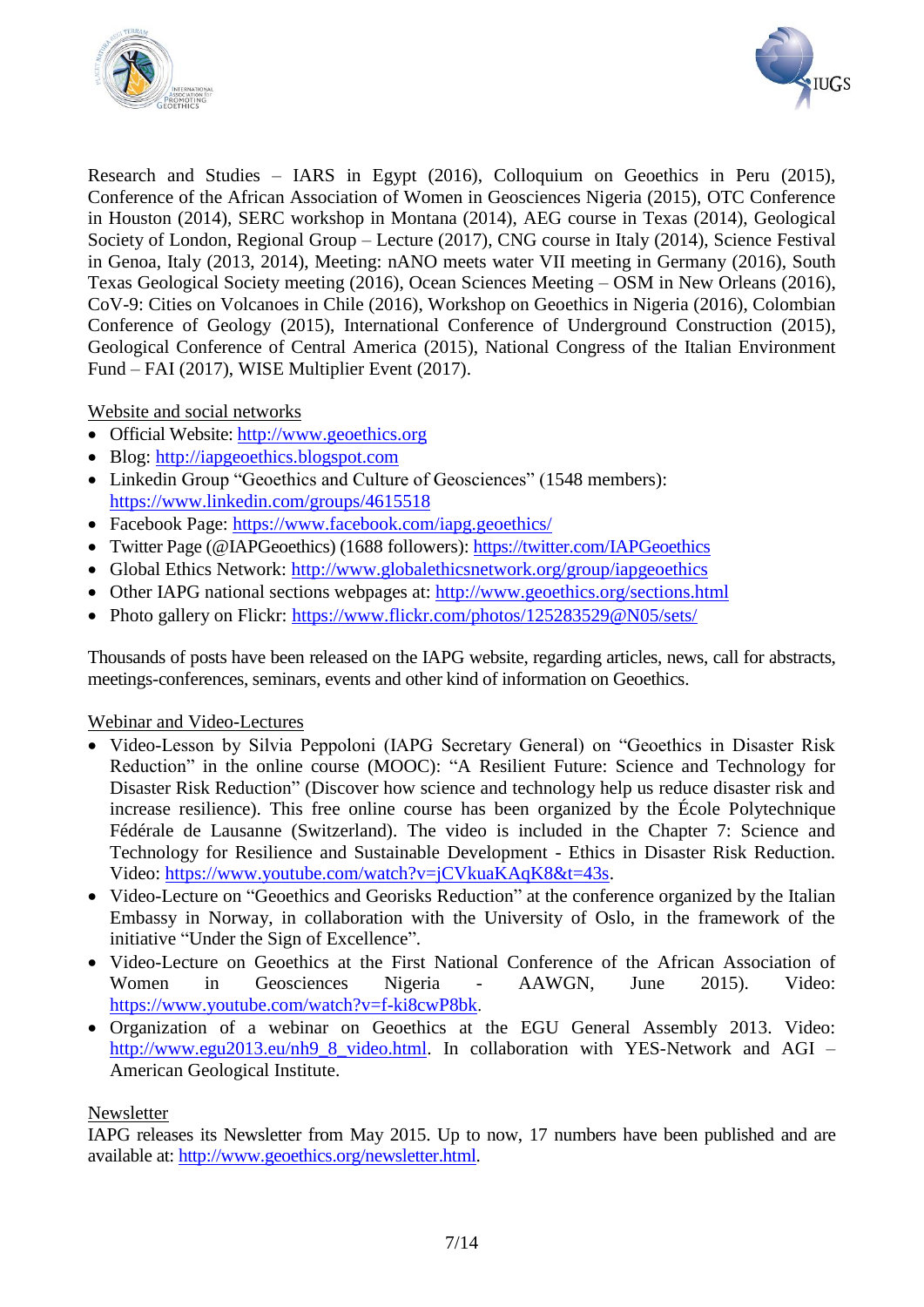Research and Studies – IARS in Egypt (2016), Colloquium on Geoethics in Peru (2015), Conference of the African Association of Women in Geosciences Nigeria (2015), OTC Conference in Houston (2014), SERC workshop in Montana (2014), AEG course in Texas (2014), Geological Society of London, Regional Group – Lecture (2017), CNG course in Italy (2014), Science Festival in Genoa, Italy (2013, 2014), Meeting: nANO meets water VII meeting in Germany (2016), South Texas Geological Society meeting (2016), Ocean Sciences Meeting – OSM in New Orleans (2016), CoV-9: Cities on Volcanoes in Chile (2016), Workshop on Geoethics in Nigeria (2016), Colombian Conference of Geology (2015), International Conference of Underground Construction (2015), Geological Conference of Central America (2015), National Congress of the Italian Environment Fund – FAI (2017), WISE Multiplier Event (2017).

Website and social networks

- Official Website: http://www.geoethics.org
- Blog: http://iapgeoethics.blogspot.com
- Linkedin Group "Geoethics and Culture of Geosciences" (1548 members): https://www.linkedin.com/groups/4615518
- Facebook Page: https://www.facebook.com/iapg.geoethics/
- Twitter Page (@IAPGeoethics) (1688 followers): https://twitter.com/IAPGeoethics
- Global Ethics Network: http://www.globalethicsnetwork.org/group/iapgeoethics
- Other IAPG national sections webpages at: http://www.geoethics.org/sections.html
- Photo gallery on Flickr: https://www.flickr.com/photos/125283529@N05/sets/

Thousands of posts have been released on the IAPG website, regarding articles, news, call for abstracts, meetings-conferences, seminars, events and other kind of information on Geoethics.

Webinar and Video-Lectures

- Video-Lesson by Silvia Peppoloni (IAPG Secretary General) on "Geoethics in Disaster Risk Reduction" in the online course (MOOC): "A Resilient Future: Science and Technology for Disaster Risk Reduction" (Discover how science and technology help us reduce disaster risk and increase resilience). This free online course has been organized by the École Polytechnique Fédérale de Lausanne (Switzerland). The video is included in the Chapter 7: Science and Technology for Resilience and Sustainable Development - Ethics in Disaster Risk Reduction. Video: https://www.youtube.com/watch?v=jCVkuaKAqK8&t=43s.
- Video-Lecture on "Geoethics and Georisks Reduction" at the conference organized by the Italian Embassy in Norway, in collaboration with the University of Oslo, in the framework of the initiative "Under the Sign of Excellence".
- Video-Lecture on Geoethics at the First National Conference of the African Association of Women in Geosciences Nigeria - AAWGN, June 2015). Video: https://www.youtube.com/watch?v=f-ki8cwP8bk.
- Organization of a webinar on Geoethics at the EGU General Assembly 2013. Video: http://www.egu2013.eu/nh9_8_video.html. In collaboration with YES-Network and AGI – American Geological Institute.

Newsletter

IAPG releases its Newsletter from May 2015. Up to now, 17 numbers have been published and are available at: http://www.geoethics.org/newsletter.html.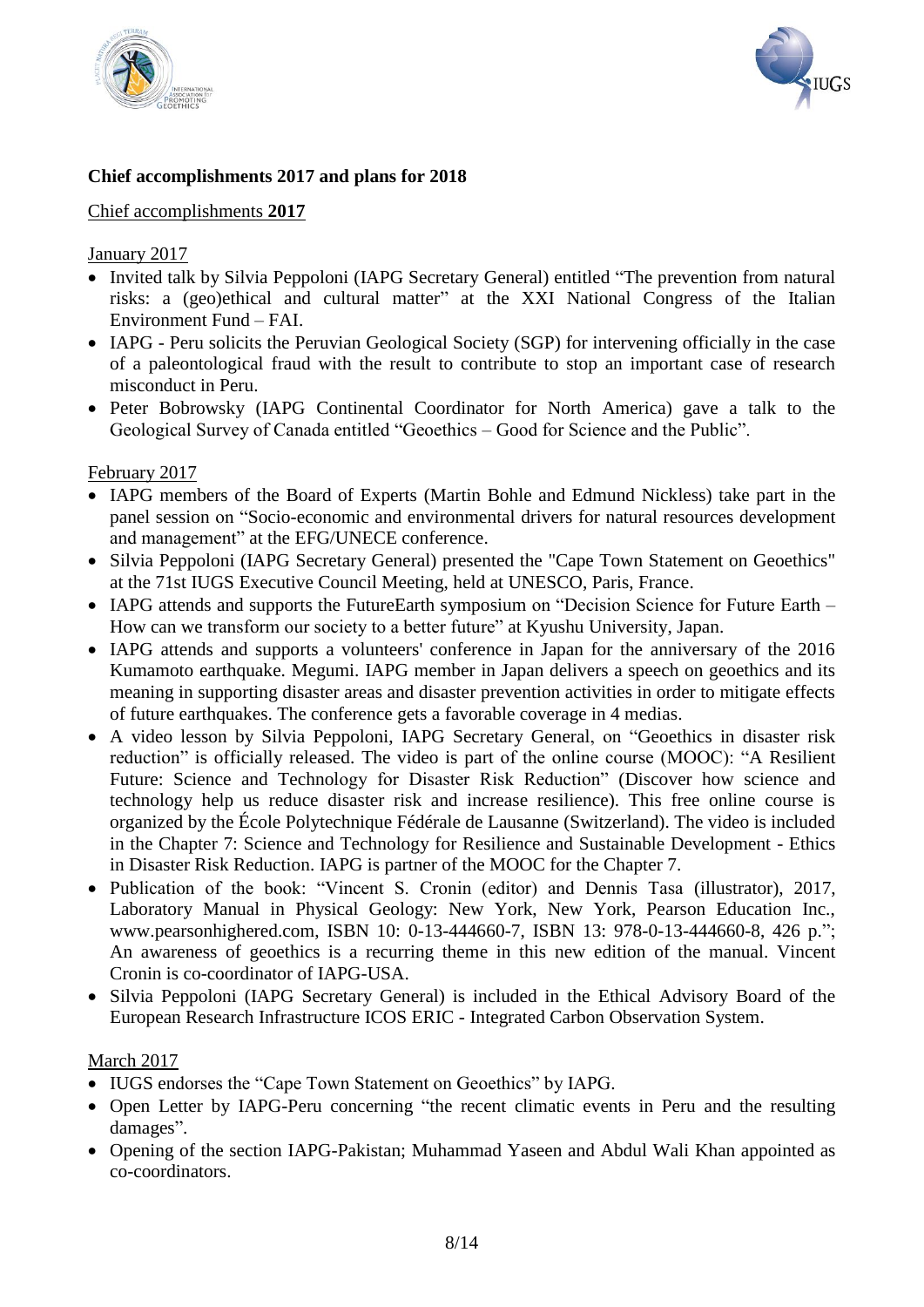**Chief accomplishments 2017 and plans for 2018**

Chief accomplishments **2017**

January 2017

- Invited talk by Silvia Peppoloni (IAPG Secretary General) entitled “The prevention from natural risks: a (geo)ethical and cultural matter” at the XXI National Congress of the Italian Environment Fund – FAI.
- IAPG - Peru solicits the Peruvian Geological Society (SGP) for intervening officially in the case of a paleontological fraud with the result to contribute to stop an important case of research misconduct in Peru.
- Peter Bobrowsky (IAPG Continental Coordinator for North America) gave a talk to the Geological Survey of Canada entitled “Geoethics – Good for Science and the Public”.

February 2017

- IAPG members of the Board of Experts (Martin Bohle and Edmund Nickless) take part in the panel session on “Socio-economic and environmental drivers for natural resources development and management” at the EFG/UNECE conference.
- Silvia Peppoloni (IAPG Secretary General) presented the "Cape Town Statement on Geoethics" at the 71st IUGS Executive Council Meeting, held at UNESCO, Paris, France.
- IAPG attends and supports the FutureEarth symposium on “Decision Science for Future Earth – How can we transform our society to a better future” at Kyushu University, Japan.
- IAPG attends and supports a volunteers' conference in Japan for the anniversary of the 2016 Kumamoto earthquake. Megumi. IAPG member in Japan delivers a speech on geoethics and its meaning in supporting disaster areas and disaster prevention activities in order to mitigate effects of future earthquakes. The conference gets a favorable coverage in 4 medias.
- A video lesson by Silvia Peppoloni, IAPG Secretary General, on “Geoethics in disaster risk reduction” is officially released. The video is part of the online course (MOOC): “A Resilient Future: Science and Technology for Disaster Risk Reduction” (Discover how science and technology help us reduce disaster risk and increase resilience). This free online course is organized by the École Polytechnique Fédérale de Lausanne (Switzerland). The video is included in the Chapter 7: Science and Technology for Resilience and Sustainable Development - Ethics in Disaster Risk Reduction. IAPG is partner of the MOOC for the Chapter 7.
- Publication of the book: “Vincent S. Cronin (editor) and Dennis Tasa (illustrator), 2017, Laboratory Manual in Physical Geology: New York, New York, Pearson Education Inc., www.pearsonhighered.com, ISBN 10: 0-13-444660-7, ISBN 13: 978-0-13-444660-8, 426 p.”; An awareness of geoethics is a recurring theme in this new edition of the manual. Vincent Cronin is co-coordinator of IAPG-USA.
- Silvia Peppoloni (IAPG Secretary General) is included in the Ethical Advisory Board of the European Research Infrastructure ICOS ERIC - Integrated Carbon Observation System.

March 2017

- IUGS endorses the “Cape Town Statement on Geoethics” by IAPG.
- Open Letter by IAPG-Peru concerning “the recent climatic events in Peru and the resulting damages”.
- Opening of the section IAPG-Pakistan; Muhammad Yaseen and Abdul Wali Khan appointed as co-coordinators.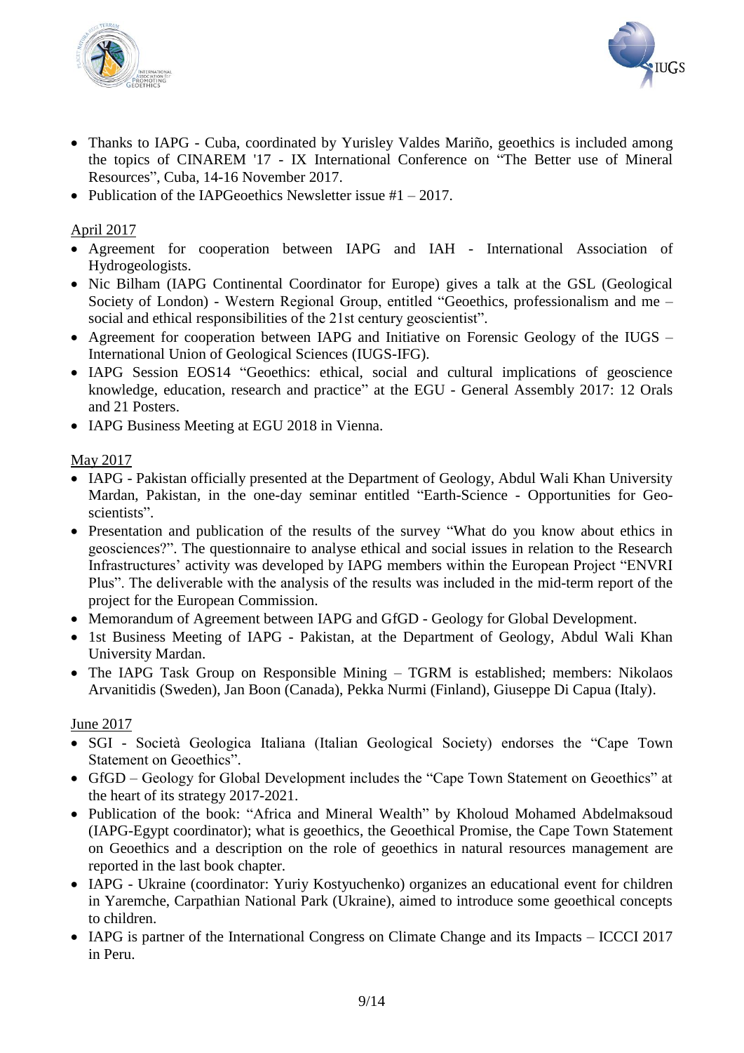- Thanks to IAPG - Cuba, coordinated by Yurisley Valdes Mariño, geoethics is included among the topics of CINAREM '17 - IX International Conference on "The Better use of Mineral Resources", Cuba, 14-16 November 2017.
- Publication of the IAPGeoethics Newsletter issue #1 – 2017.

<u>April 2017</u>

- Agreement for cooperation between IAPG and IAH - International Association of Hydrogeologists.
- Nic Bilham (IAPG Continental Coordinator for Europe) gives a talk at the GSL (Geological Society of London) - Western Regional Group, entitled "Geoethics, professionalism and me – social and ethical responsibilities of the 21st century geoscientist".
- Agreement for cooperation between IAPG and Initiative on Forensic Geology of the IUGS – International Union of Geological Sciences (IUGS-IFG).
- IAPG Session EOS14 "Geoethics: ethical, social and cultural implications of geoscience knowledge, education, research and practice" at the EGU - General Assembly 2017: 12 Orals and 21 Posters.
- IAPG Business Meeting at EGU 2018 in Vienna.

<u>May 2017</u>

- IAPG - Pakistan officially presented at the Department of Geology, Abdul Wali Khan University Mardan, Pakistan, in the one-day seminar entitled "Earth-Science - Opportunities for Geo-scientists".
- Presentation and publication of the results of the survey "What do you know about ethics in geosciences?". The questionnaire to analyse ethical and social issues in relation to the Research Infrastructures' activity was developed by IAPG members within the European Project "ENVRI Plus". The deliverable with the analysis of the results was included in the mid-term report of the project for the European Commission.
- Memorandum of Agreement between IAPG and GfGD - Geology for Global Development.
- 1st Business Meeting of IAPG - Pakistan, at the Department of Geology, Abdul Wali Khan University Mardan.
- The IAPG Task Group on Responsible Mining – TGRM is established; members: Nikolaos Arvanitidis (Sweden), Jan Boon (Canada), Pekka Nurmi (Finland), Giuseppe Di Capua (Italy).

<u>June 2017</u>

- SGI - Società Geologica Italiana (Italian Geological Society) endorses the "Cape Town Statement on Geoethics".
- GfGD – Geology for Global Development includes the "Cape Town Statement on Geoethics" at the heart of its strategy 2017-2021.
- Publication of the book: "Africa and Mineral Wealth" by Kholoud Mohamed Abdelmaksoud (IAPG-Egypt coordinator); what is geoethics, the Geoethical Promise, the Cape Town Statement on Geoethics and a description on the role of geoethics in natural resources management are reported in the last book chapter.
- IAPG - Ukraine (coordinator: Yuriy Kostyuchenko) organizes an educational event for children in Yaremche, Carpathian National Park (Ukraine), aimed to introduce some geoethical concepts to children.
- IAPG is partner of the International Congress on Climate Change and its Impacts – ICCCI 2017 in Peru.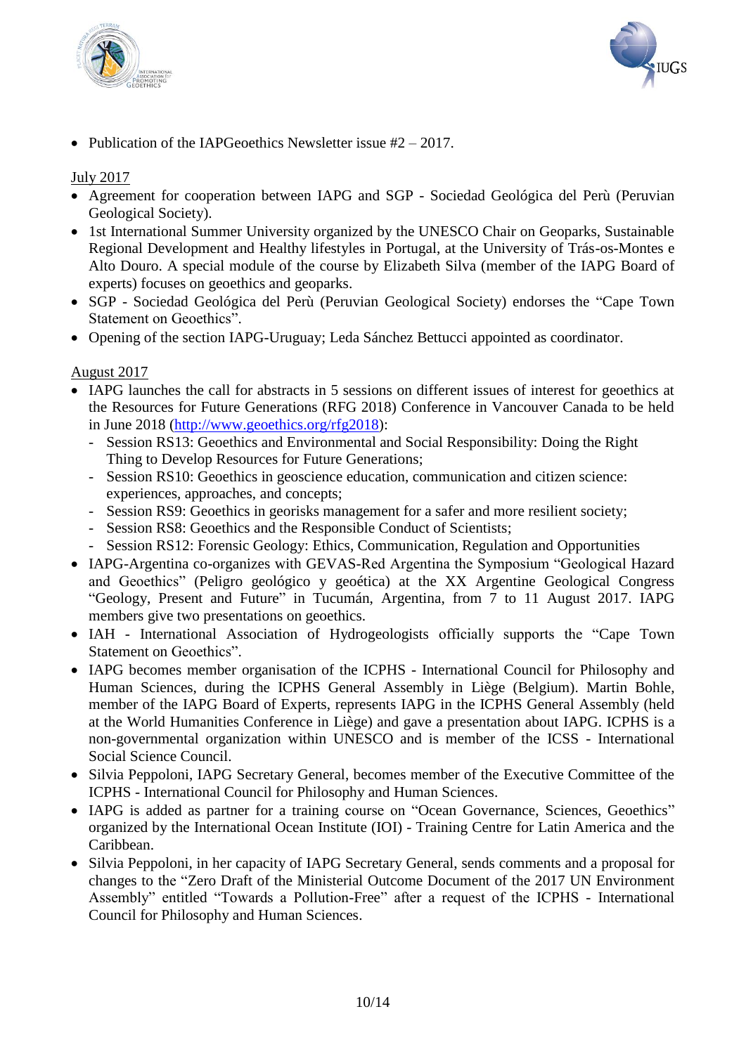- Publication of the IAPGeoethics Newsletter issue #2 – 2017.

July 2017

- Agreement for cooperation between IAPG and SGP - Sociedad Geológica del Perù (Peruvian Geological Society).
- 1st International Summer University organized by the UNESCO Chair on Geoparks, Sustainable Regional Development and Healthy lifestyles in Portugal, at the University of Trás-os-Montes e Alto Douro. A special module of the course by Elizabeth Silva (member of the IAPG Board of experts) focuses on geoethics and geoparks.
- SGP - Sociedad Geológica del Perù (Peruvian Geological Society) endorses the "Cape Town Statement on Geoethics".
- Opening of the section IAPG-Uruguay; Leda Sánchez Bettucci appointed as coordinator.

August 2017

- IAPG launches the call for abstracts in 5 sessions on different issues of interest for geoethics at the Resources for Future Generations (RFG 2018) Conference in Vancouver Canada to be held in June 2018 (http://www.geoethics.org/rfg2018):
  - Session RS13: Geoethics and Environmental and Social Responsibility: Doing the Right Thing to Develop Resources for Future Generations;
  - Session RS10: Geoethics in geoscience education, communication and citizen science: experiences, approaches, and concepts;
  - Session RS9: Geoethics in georisks management for a safer and more resilient society;
  - Session RS8: Geoethics and the Responsible Conduct of Scientists;
  - Session RS12: Forensic Geology: Ethics, Communication, Regulation and Opportunities
- IAPG-Argentina co-organizes with GEVAS-Red Argentina the Symposium "Geological Hazard and Geoethics" (Peligro geológico y geoética) at the XX Argentine Geological Congress "Geology, Present and Future" in Tucumán, Argentina, from 7 to 11 August 2017. IAPG members give two presentations on geoethics.
- IAH - International Association of Hydrogeologists officially supports the "Cape Town Statement on Geoethics".
- IAPG becomes member organisation of the ICPHS - International Council for Philosophy and Human Sciences, during the ICPHS General Assembly in Liège (Belgium). Martin Bohle, member of the IAPG Board of Experts, represents IAPG in the ICPHS General Assembly (held at the World Humanities Conference in Liège) and gave a presentation about IAPG. ICPHS is a non-governmental organization within UNESCO and is member of the ICSS - International Social Science Council.
- Silvia Peppoloni, IAPG Secretary General, becomes member of the Executive Committee of the ICPHS - International Council for Philosophy and Human Sciences.
- IAPG is added as partner for a training course on "Ocean Governance, Sciences, Geoethics" organized by the International Ocean Institute (IOI) - Training Centre for Latin America and the Caribbean.
- Silvia Peppoloni, in her capacity of IAPG Secretary General, sends comments and a proposal for changes to the "Zero Draft of the Ministerial Outcome Document of the 2017 UN Environment Assembly" entitled "Towards a Pollution-Free" after a request of the ICPHS - International Council for Philosophy and Human Sciences.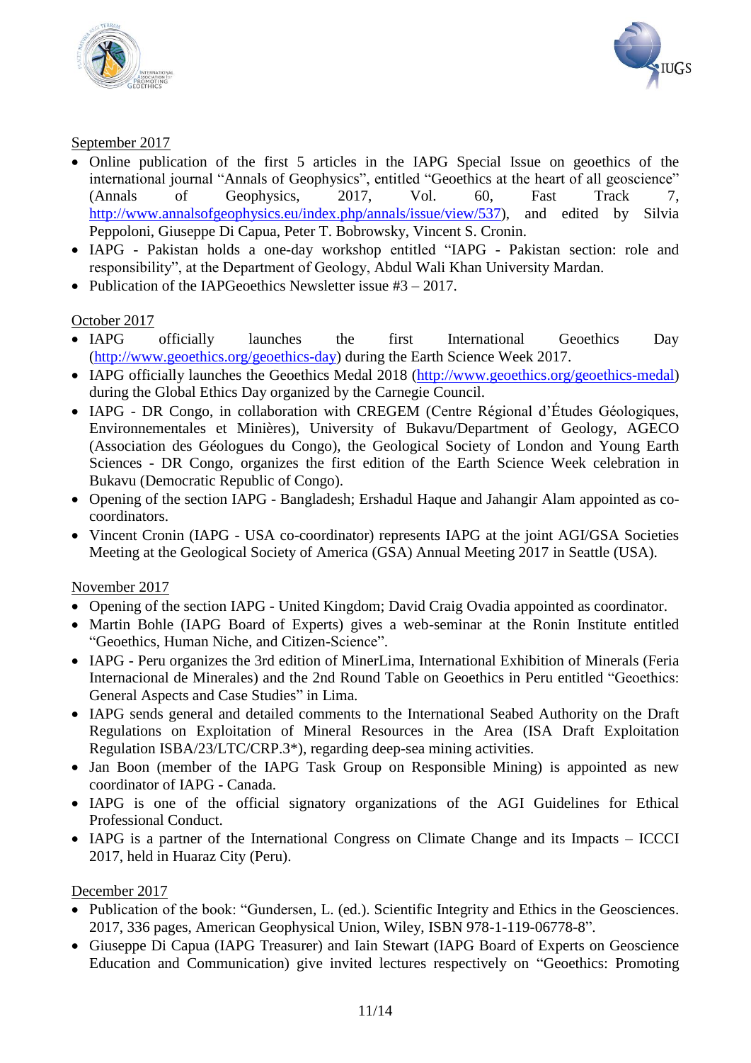September 2017

- Online publication of the first 5 articles in the IAPG Special Issue on geoethics of the international journal "Annals of Geophysics", entitled "Geoethics at the heart of all geoscience" (Annals of Geophysics, 2017, Vol. 60, Fast Track 7, http://www.annalsofgeophysics.eu/index.php/annals/issue/view/537), and edited by Silvia Peppoloni, Giuseppe Di Capua, Peter T. Bobrowsky, Vincent S. Cronin.
- IAPG - Pakistan holds a one-day workshop entitled "IAPG - Pakistan section: role and responsibility", at the Department of Geology, Abdul Wali Khan University Mardan.
- Publication of the IAPGeoethics Newsletter issue #3 – 2017.

October 2017

- IAPG officially launches the first International Geoethics Day (http://www.geoethics.org/geoethics-day) during the Earth Science Week 2017.
- IAPG officially launches the Geoethics Medal 2018 (http://www.geoethics.org/geoethics-medal) during the Global Ethics Day organized by the Carnegie Council.
- IAPG - DR Congo, in collaboration with CREGEM (Centre Régional d'Études Géologiques, Environnementales et Minières), University of Bukavu/Department of Geology, AGECO (Association des Géologues du Congo), the Geological Society of London and Young Earth Sciences - DR Congo, organizes the first edition of the Earth Science Week celebration in Bukavu (Democratic Republic of Congo).
- Opening of the section IAPG - Bangladesh; Ershadul Haque and Jahangir Alam appointed as co-coordinators.
- Vincent Cronin (IAPG - USA co-coordinator) represents IAPG at the joint AGI/GSA Societies Meeting at the Geological Society of America (GSA) Annual Meeting 2017 in Seattle (USA).

November 2017

- Opening of the section IAPG - United Kingdom; David Craig Ovadia appointed as coordinator.
- Martin Bohle (IAPG Board of Experts) gives a web-seminar at the Ronin Institute entitled "Geoethics, Human Niche, and Citizen-Science".
- IAPG - Peru organizes the 3rd edition of MinerLima, International Exhibition of Minerals (Feria Internacional de Minerales) and the 2nd Round Table on Geoethics in Peru entitled "Geoethics: General Aspects and Case Studies" in Lima.
- IAPG sends general and detailed comments to the International Seabed Authority on the Draft Regulations on Exploitation of Mineral Resources in the Area (ISA Draft Exploitation Regulation ISBA/23/LTC/CRP.3*), regarding deep-sea mining activities.
- Jan Boon (member of the IAPG Task Group on Responsible Mining) is appointed as new coordinator of IAPG - Canada.
- IAPG is one of the official signatory organizations of the AGI Guidelines for Ethical Professional Conduct.
- IAPG is a partner of the International Congress on Climate Change and its Impacts – ICCCI 2017, held in Huaraz City (Peru).

December 2017

- Publication of the book: "Gundersen, L. (ed.). Scientific Integrity and Ethics in the Geosciences. 2017, 336 pages, American Geophysical Union, Wiley, ISBN 978-1-119-06778-8".
- Giuseppe Di Capua (IAPG Treasurer) and Iain Stewart (IAPG Board of Experts on Geoscience Education and Communication) give invited lectures respectively on "Geoethics: Promoting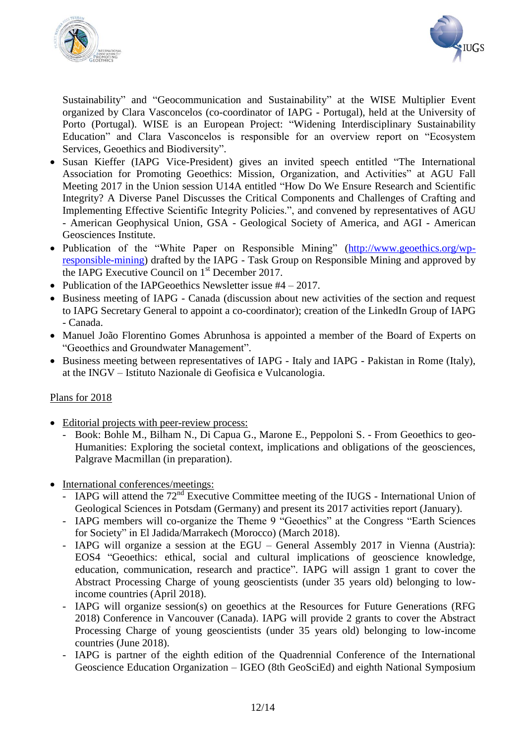Sustainability" and "Geocommunication and Sustainability" at the WISE Multiplier Event organized by Clara Vasconcelos (co-coordinator of IAPG - Portugal), held at the University of Porto (Portugal). WISE is an European Project: "Widening Interdisciplinary Sustainability Education" and Clara Vasconcelos is responsible for an overview report on "Ecosystem Services, Geoethics and Biodiversity".

- Susan Kieffer (IAPG Vice-President) gives an invited speech entitled "The International Association for Promoting Geoethics: Mission, Organization, and Activities" at AGU Fall Meeting 2017 in the Union session U14A entitled "How Do We Ensure Research and Scientific Integrity? A Diverse Panel Discusses the Critical Components and Challenges of Crafting and Implementing Effective Scientific Integrity Policies.", and convened by representatives of AGU - American Geophysical Union, GSA - Geological Society of America, and AGI - American Geosciences Institute.
- Publication of the "White Paper on Responsible Mining" (http://www.geoethics.org/wp-responsible-mining) drafted by the IAPG - Task Group on Responsible Mining and approved by the IAPG Executive Council on 1st December 2017.
- Publication of the IAPGeoethics Newsletter issue #4 – 2017.
- Business meeting of IAPG - Canada (discussion about new activities of the section and request to IAPG Secretary General to appoint a co-coordinator); creation of the LinkedIn Group of IAPG - Canada.
- Manuel João Florentino Gomes Abrunhosa is appointed a member of the Board of Experts on "Geoethics and Groundwater Management".
- Business meeting between representatives of IAPG - Italy and IAPG - Pakistan in Rome (Italy), at the INGV – Istituto Nazionale di Geofisica e Vulcanologia.

Plans for 2018

- Editorial projects with peer-review process:
  - Book: Bohle M., Bilham N., Di Capua G., Marone E., Peppoloni S. - From Geoethics to geo-Humanities: Exploring the societal context, implications and obligations of the geosciences, Palgrave Macmillan (in preparation).

- International conferences/meetings:
  - IAPG will attend the 72nd Executive Committee meeting of the IUGS - International Union of Geological Sciences in Potsdam (Germany) and present its 2017 activities report (January).
  - IAPG members will co-organize the Theme 9 "Geoethics" at the Congress "Earth Sciences for Society" in El Jadida/Marrakech (Morocco) (March 2018).
  - IAPG will organize a session at the EGU – General Assembly 2017 in Vienna (Austria): EOS4 "Geoethics: ethical, social and cultural implications of geoscience knowledge, education, communication, research and practice". IAPG will assign 1 grant to cover the Abstract Processing Charge of young geoscientists (under 35 years old) belonging to low-income countries (April 2018).
  - IAPG will organize session(s) on geoethics at the Resources for Future Generations (RFG 2018) Conference in Vancouver (Canada). IAPG will provide 2 grants to cover the Abstract Processing Charge of young geoscientists (under 35 years old) belonging to low-income countries (June 2018).
  - IAPG is partner of the eighth edition of the Quadrennial Conference of the International Geoscience Education Organization – IGEO (8th GeoSciEd) and eighth National Symposium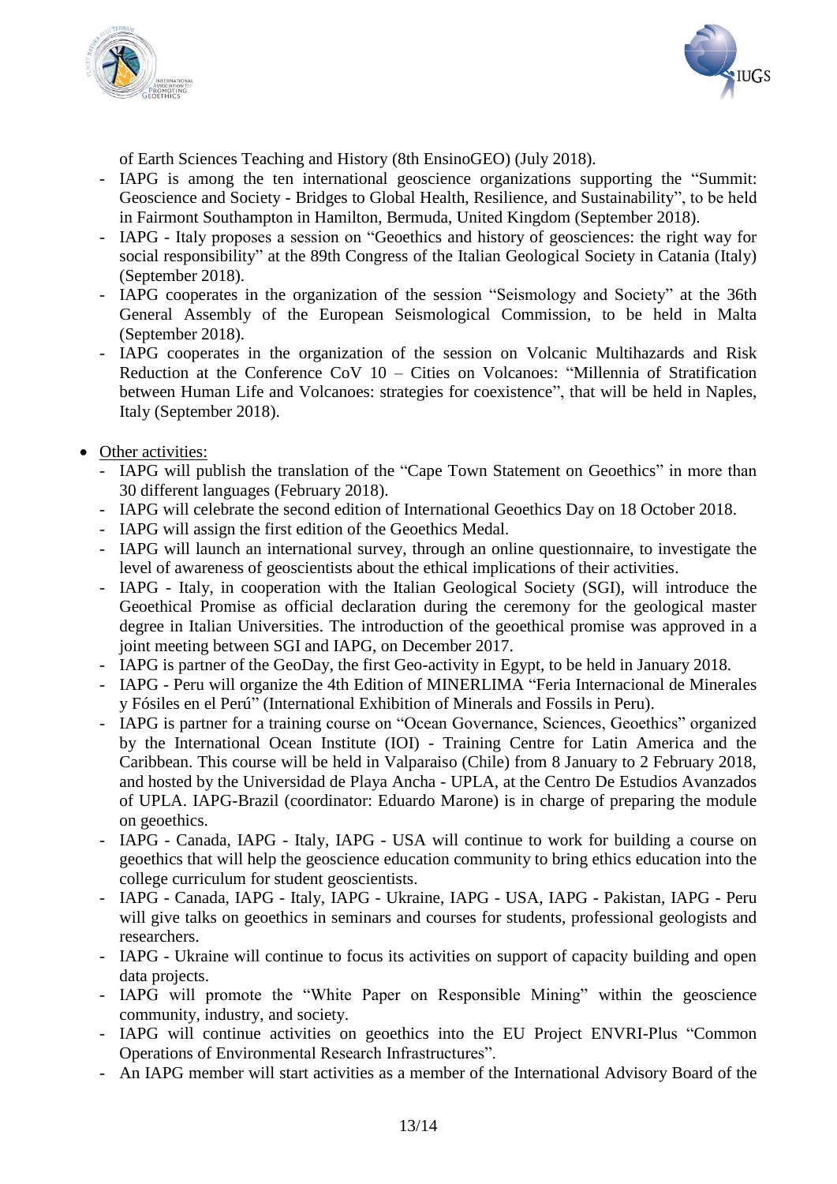of Earth Sciences Teaching and History (8th EnsinoGEO) (July 2018).

- IAPG is among the ten international geoscience organizations supporting the "Summit: Geoscience and Society - Bridges to Global Health, Resilience, and Sustainability", to be held in Fairmont Southampton in Hamilton, Bermuda, United Kingdom (September 2018).
- IAPG - Italy proposes a session on "Geoethics and history of geosciences: the right way for social responsibility" at the 89th Congress of the Italian Geological Society in Catania (Italy) (September 2018).
- IAPG cooperates in the organization of the session "Seismology and Society" at the 36th General Assembly of the European Seismological Commission, to be held in Malta (September 2018).
- IAPG cooperates in the organization of the session on Volcanic Multihazards and Risk Reduction at the Conference CoV 10 – Cities on Volcanoes: "Millennia of Stratification between Human Life and Volcanoes: strategies for coexistence", that will be held in Naples, Italy (September 2018).

- Other activities:
  - IAPG will publish the translation of the "Cape Town Statement on Geoethics" in more than 30 different languages (February 2018).
  - IAPG will celebrate the second edition of International Geoethics Day on 18 October 2018.
  - IAPG will assign the first edition of the Geoethics Medal.
  - IAPG will launch an international survey, through an online questionnaire, to investigate the level of awareness of geoscientists about the ethical implications of their activities.
  - IAPG - Italy, in cooperation with the Italian Geological Society (SGI), will introduce the Geoethical Promise as official declaration during the ceremony for the geological master degree in Italian Universities. The introduction of the geoethical promise was approved in a joint meeting between SGI and IAPG, on December 2017.
  - IAPG is partner of the GeoDay, the first Geo-activity in Egypt, to be held in January 2018.
  - IAPG - Peru will organize the 4th Edition of MINERLIMA "Feria Internacional de Minerales y Fósiles en el Perú" (International Exhibition of Minerals and Fossils in Peru).
  - IAPG is partner for a training course on "Ocean Governance, Sciences, Geoethics" organized by the International Ocean Institute (IOI) - Training Centre for Latin America and the Caribbean. This course will be held in Valparaiso (Chile) from 8 January to 2 February 2018, and hosted by the Universidad de Playa Ancha - UPLA, at the Centro De Estudios Avanzados of UPLA. IAPG-Brazil (coordinator: Eduardo Marone) is in charge of preparing the module on geoethics.
  - IAPG - Canada, IAPG - Italy, IAPG - USA will continue to work for building a course on geoethics that will help the geoscience education community to bring ethics education into the college curriculum for student geoscientists.
  - IAPG - Canada, IAPG - Italy, IAPG - Ukraine, IAPG - USA, IAPG - Pakistan, IAPG - Peru will give talks on geoethics in seminars and courses for students, professional geologists and researchers.
  - IAPG - Ukraine will continue to focus its activities on support of capacity building and open data projects.
  - IAPG will promote the "White Paper on Responsible Mining" within the geoscience community, industry, and society.
  - IAPG will continue activities on geoethics into the EU Project ENVRI-Plus "Common Operations of Environmental Research Infrastructures".
  - An IAPG member will start activities as a member of the International Advisory Board of the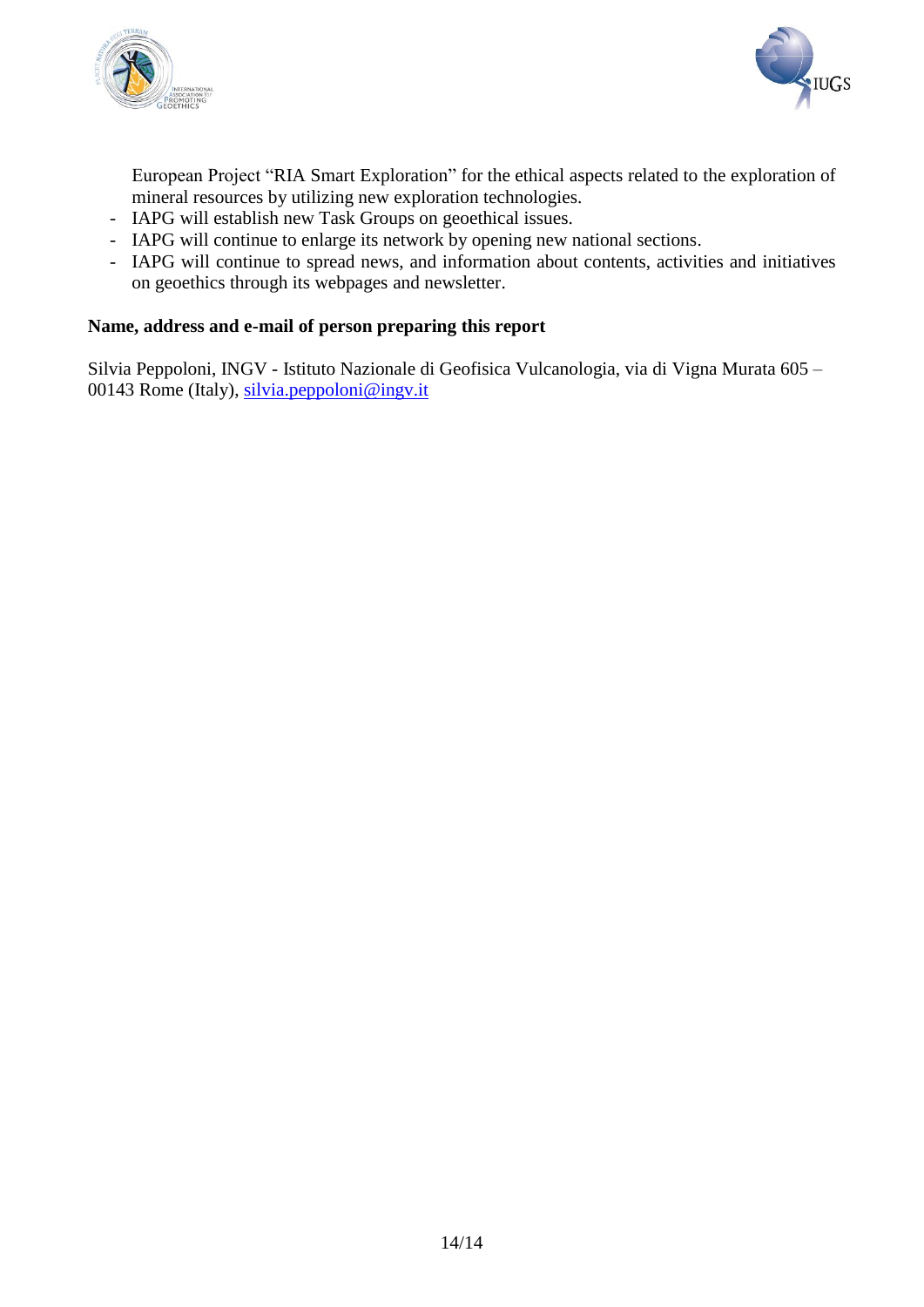European Project “RIA Smart Exploration” for the ethical aspects related to the exploration of mineral resources by utilizing new exploration technologies.

- IAPG will establish new Task Groups on geoethical issues.
- IAPG will continue to enlarge its network by opening new national sections.
- IAPG will continue to spread news, and information about contents, activities and initiatives on geoethics through its webpages and newsletter.

**Name, address and e-mail of person preparing this report**

Silvia Peppoloni, INGV - Istituto Nazionale di Geofisica Vulcanologia, via di Vigna Murata 605 – 00143 Rome (Italy), silvia.peppoloni@ingv.it